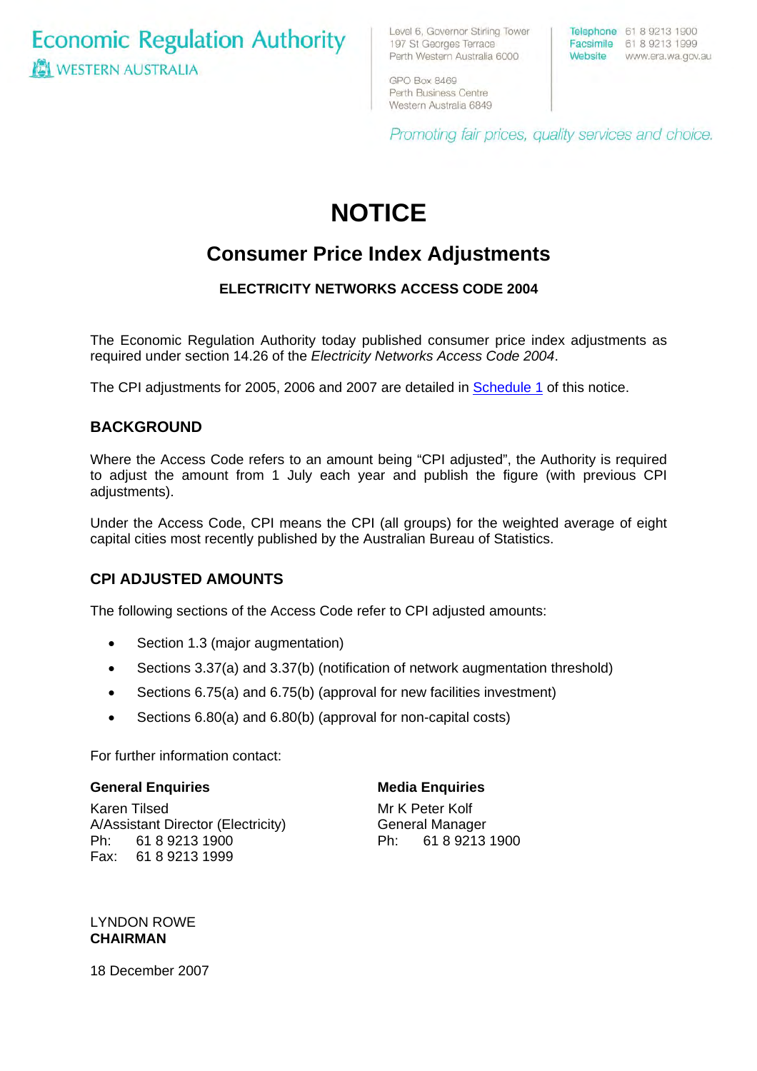Economic Regulation Authority
WESTERN AUSTRALIA

Level 6, Governor Stirling Tower
197 St Georges Terrace
Perth Western Australia 6000

GPO Box 8469
Perth Business Centre
Western Australia 6849

Telephone 61 8 9213 1900
Facsimile 61 8 9213 1999
Website www.era.wa.gov.au

*Promoting fair prices, quality services and choice.*

# NOTICE

## Consumer Price Index Adjustments

**ELECTRICITY NETWORKS ACCESS CODE 2004**

The Economic Regulation Authority today published consumer price index adjustments as required under section 14.26 of the *Electricity Networks Access Code 2004*.

The CPI adjustments for 2005, 2006 and 2007 are detailed in Schedule 1 of this notice.

### BACKGROUND

Where the Access Code refers to an amount being "CPI adjusted", the Authority is required to adjust the amount from 1 July each year and publish the figure (with previous CPI adjustments).

Under the Access Code, CPI means the CPI (all groups) for the weighted average of eight capital cities most recently published by the Australian Bureau of Statistics.

### CPI ADJUSTED AMOUNTS

The following sections of the Access Code refer to CPI adjusted amounts:

- Section 1.3 (major augmentation)
- Sections 3.37(a) and 3.37(b) (notification of network augmentation threshold)
- Sections 6.75(a) and 6.75(b) (approval for new facilities investment)
- Sections 6.80(a) and 6.80(b) (approval for non-capital costs)

For further information contact:

**General Enquiries**

Karen Tilsed
A/Assistant Director (Electricity)
Ph: 61 8 9213 1900
Fax: 61 8 9213 1999

**Media Enquiries**

Mr K Peter Kolf
General Manager
Ph: 61 8 9213 1900

LYNDON ROWE
**CHAIRMAN**

18 December 2007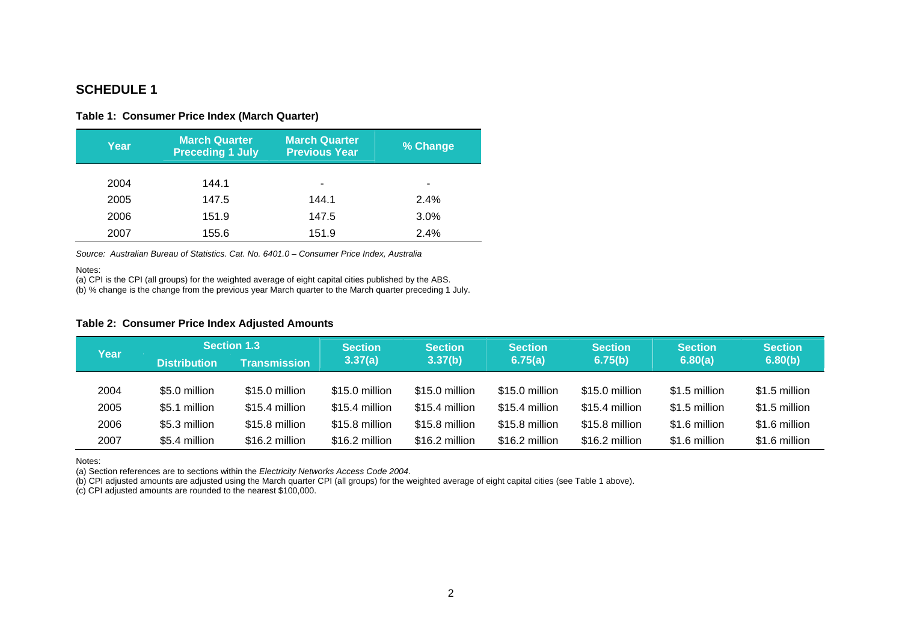## SCHEDULE 1

**Table 1: Consumer Price Index (March Quarter)**

| Year | March Quarter Preceding 1 July | March Quarter Previous Year | % Change |
|---|---|---|---|
| 2004 | 144.1 | - | - |
| 2005 | 147.5 | 144.1 | 2.4% |
| 2006 | 151.9 | 147.5 | 3.0% |
| 2007 | 155.6 | 151.9 | 2.4% |

*Source: Australian Bureau of Statistics. Cat. No. 6401.0 – Consumer Price Index, Australia*

Notes:
(a) CPI is the CPI (all groups) for the weighted average of eight capital cities published by the ABS.
(b) % change is the change from the previous year March quarter to the March quarter preceding 1 July.

**Table 2: Consumer Price Index Adjusted Amounts**

| Year | Section 1.3 | | Section 3.37(a) | Section 3.37(b) | Section 6.75(a) | Section 6.75(b) | Section 6.80(a) | Section 6.80(b) |
|---|---|---|---|---|---|---|---|---|
| | Distribution | Transmission | | | | | | |
| 2004 | $5.0 million | $15.0 million | $15.0 million | $15.0 million | $15.0 million | $15.0 million | $1.5 million | $1.5 million |
| 2005 | $5.1 million | $15.4 million | $15.4 million | $15.4 million | $15.4 million | $15.4 million | $1.5 million | $1.5 million |
| 2006 | $5.3 million | $15.8 million | $15.8 million | $15.8 million | $15.8 million | $15.8 million | $1.6 million | $1.6 million |
| 2007 | $5.4 million | $16.2 million | $16.2 million | $16.2 million | $16.2 million | $16.2 million | $1.6 million | $1.6 million |

Notes:
(a) Section references are to sections within the *Electricity Networks Access Code 2004*.
(b) CPI adjusted amounts are adjusted using the March quarter CPI (all groups) for the weighted average of eight capital cities (see Table 1 above).
(c) CPI adjusted amounts are rounded to the nearest $100,000.